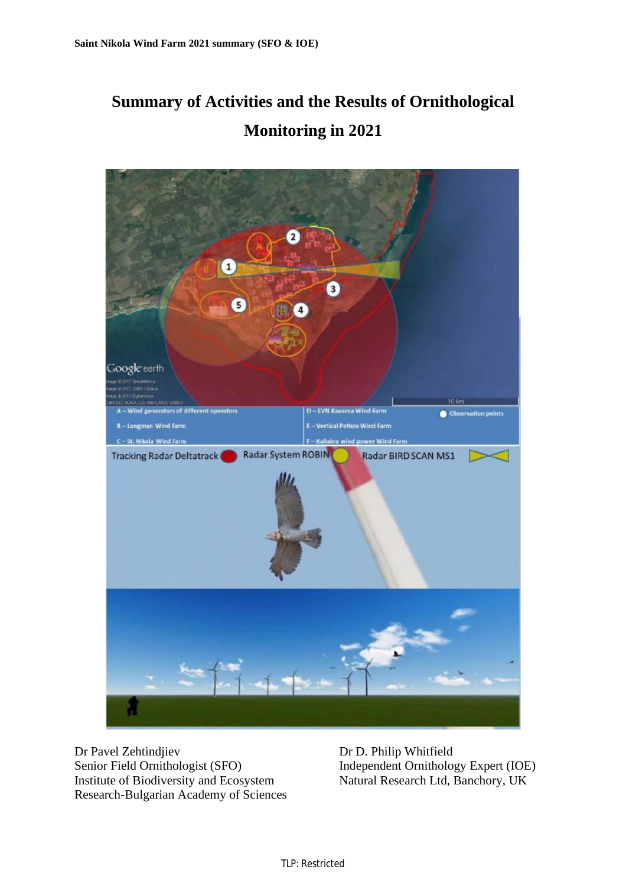# Summary of Activities and the Results of Ornithological Monitoring in 2021

Dr Pavel Zehtindjiev
Senior Field Ornithologist (SFO)
Institute of Biodiversity and Ecosystem Research-Bulgarian Academy of Sciences

Dr D. Philip Whitfield
Independent Ornithology Expert (IOE)
Natural Research Ltd, Banchory, UK

TLP: Restricted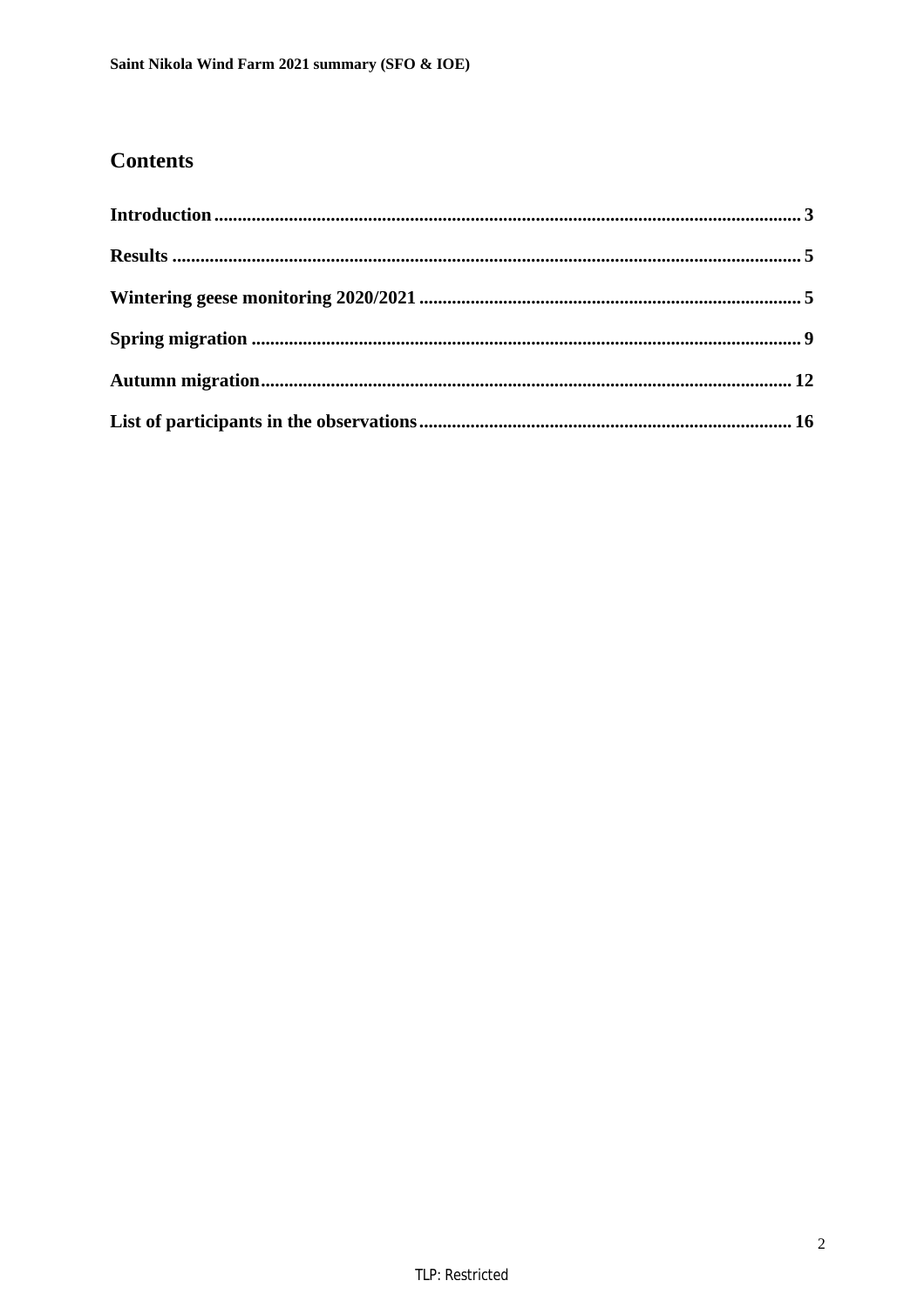## Contents

**Introduction** ........................................................................................................................... 3

**Results** ..................................................................................................................................... 5

**Wintering geese monitoring 2020/2021** ................................................................................. 5

**Spring migration** .................................................................................................................... 9

**Autumn migration** ................................................................................................................ 12

**List of participants in the observations** ............................................................................... 16

TLP: Restricted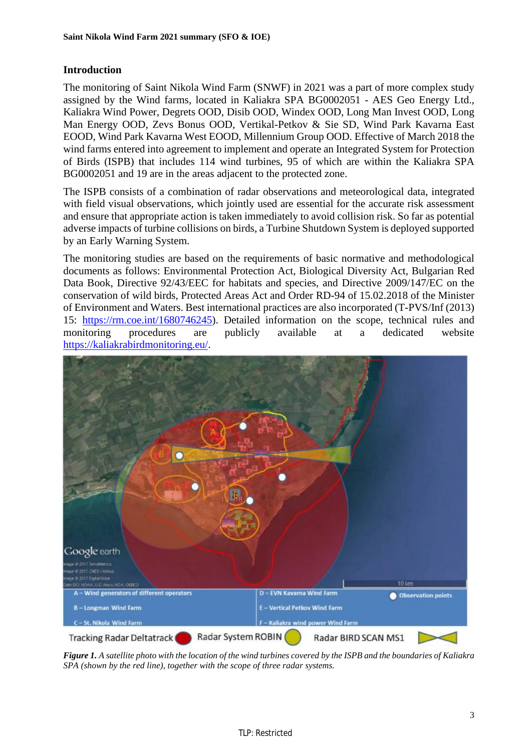## Introduction

The monitoring of Saint Nikola Wind Farm (SNWF) in 2021 was a part of more complex study assigned by the Wind farms, located in Kaliakra SPA BG0002051 - AES Geo Energy Ltd., Kaliakra Wind Power, Degrets OOD, Disib OOD, Windex OOD, Long Man Invest OOD, Long Man Energy OOD, Zevs Bonus OOD, Vertikal-Petkov & Sie SD, Wind Park Kavarna East EOOD, Wind Park Kavarna West EOOD, Millennium Group OOD. Effective of March 2018 the wind farms entered into agreement to implement and operate an Integrated System for Protection of Birds (ISPB) that includes 114 wind turbines, 95 of which are within the Kaliakra SPA BG0002051 and 19 are in the areas adjacent to the protected zone.

The ISPB consists of a combination of radar observations and meteorological data, integrated with field visual observations, which jointly used are essential for the accurate risk assessment and ensure that appropriate action is taken immediately to avoid collision risk. So far as potential adverse impacts of turbine collisions on birds, a Turbine Shutdown System is deployed supported by an Early Warning System.

The monitoring studies are based on the requirements of basic normative and methodological documents as follows: Environmental Protection Act, Biological Diversity Act, Bulgarian Red Data Book, Directive 92/43/EEC for habitats and species, and Directive 2009/147/EC on the conservation of wild birds, Protected Areas Act and Order RD-94 of 15.02.2018 of the Minister of Environment and Waters. Best international practices are also incorporated (T-PVS/Inf (2013) 15: https://rm.coe.int/1680746245). Detailed information on the scope, technical rules and monitoring procedures are publicly available at a dedicated website https://kaliakrabirdmonitoring.eu/.

A – Wind generators of different operators
B – Longman Wind Farm
C – St. Nikola Wind Farm
D – EVN Kavarna Wind Farm
E – Vertical Petkov Wind Farm
F – Kaliakra wind power Wind Farm
Observation points

Tracking Radar Deltatrack | Radar System ROBIN | Radar BIRD SCAN MS1

***Figure 1.*** *A satellite photo with the location of the wind turbines covered by the ISPB and the boundaries of Kaliakra SPA (shown by the red line), together with the scope of three radar systems.*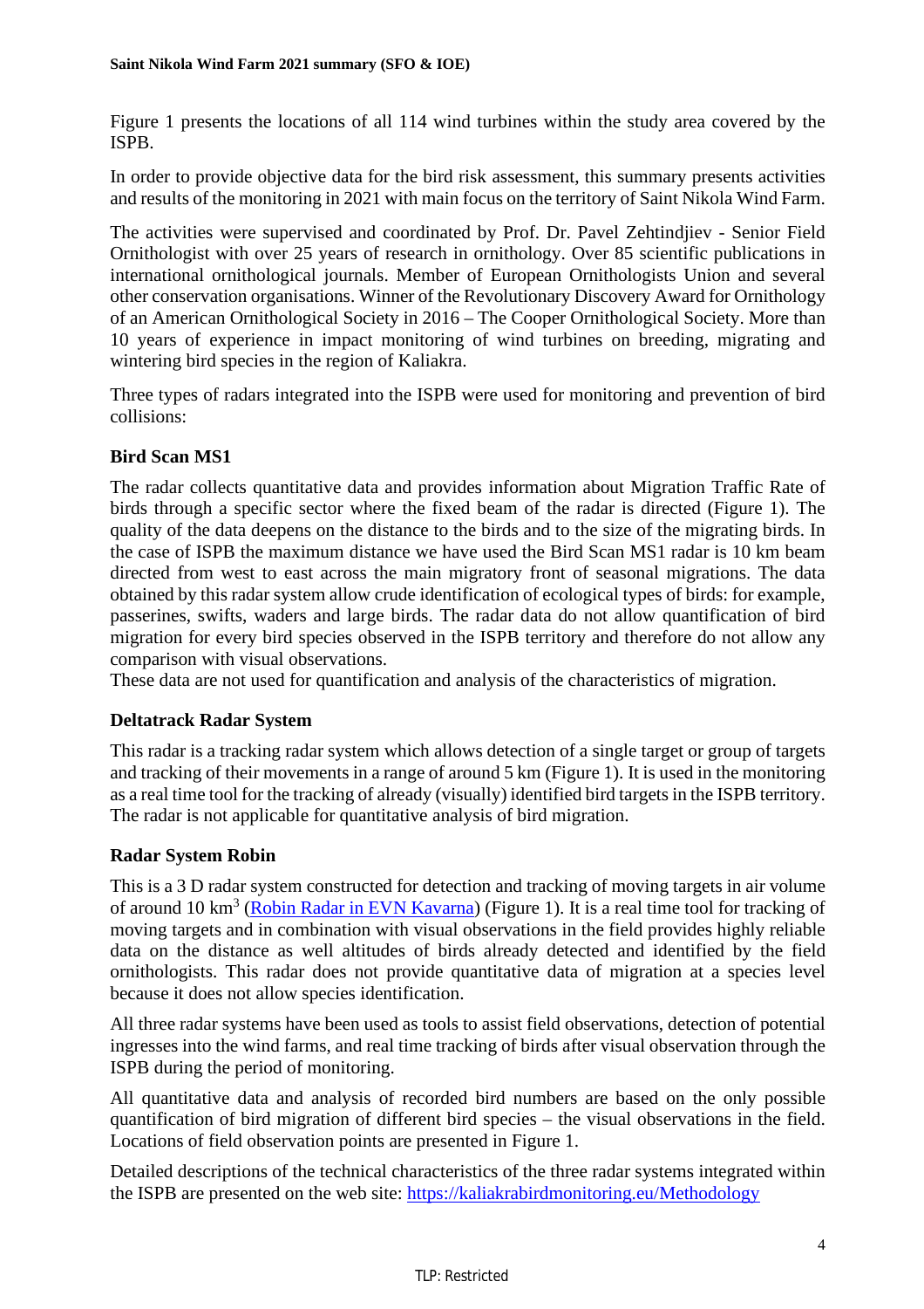Figure 1 presents the locations of all 114 wind turbines within the study area covered by the ISPB.

In order to provide objective data for the bird risk assessment, this summary presents activities and results of the monitoring in 2021 with main focus on the territory of Saint Nikola Wind Farm.

The activities were supervised and coordinated by Prof. Dr. Pavel Zehtindjiev - Senior Field Ornithologist with over 25 years of research in ornithology. Over 85 scientific publications in international ornithological journals. Member of European Ornithologists Union and several other conservation organisations. Winner of the Revolutionary Discovery Award for Ornithology of an American Ornithological Society in 2016 – The Cooper Ornithological Society. More than 10 years of experience in impact monitoring of wind turbines on breeding, migrating and wintering bird species in the region of Kaliakra.

Three types of radars integrated into the ISPB were used for monitoring and prevention of bird collisions:

### Bird Scan MS1

The radar collects quantitative data and provides information about Migration Traffic Rate of birds through a specific sector where the fixed beam of the radar is directed (Figure 1). The quality of the data deepens on the distance to the birds and to the size of the migrating birds. In the case of ISPB the maximum distance we have used the Bird Scan MS1 radar is 10 km beam directed from west to east across the main migratory front of seasonal migrations. The data obtained by this radar system allow crude identification of ecological types of birds: for example, passerines, swifts, waders and large birds. The radar data do not allow quantification of bird migration for every bird species observed in the ISPB territory and therefore do not allow any comparison with visual observations.

These data are not used for quantification and analysis of the characteristics of migration.

### Deltatrack Radar System

This radar is a tracking radar system which allows detection of a single target or group of targets and tracking of their movements in a range of around 5 km (Figure 1). It is used in the monitoring as a real time tool for the tracking of already (visually) identified bird targets in the ISPB territory. The radar is not applicable for quantitative analysis of bird migration.

### Radar System Robin

This is a 3 D radar system constructed for detection and tracking of moving targets in air volume of around 10 km$^3$ (Robin Radar in EVN Kavarna) (Figure 1). It is a real time tool for tracking of moving targets and in combination with visual observations in the field provides highly reliable data on the distance as well altitudes of birds already detected and identified by the field ornithologists. This radar does not provide quantitative data of migration at a species level because it does not allow species identification.

All three radar systems have been used as tools to assist field observations, detection of potential ingresses into the wind farms, and real time tracking of birds after visual observation through the ISPB during the period of monitoring.

All quantitative data and analysis of recorded bird numbers are based on the only possible quantification of bird migration of different bird species – the visual observations in the field. Locations of field observation points are presented in Figure 1.

Detailed descriptions of the technical characteristics of the three radar systems integrated within the ISPB are presented on the web site: https://kaliakrabirdmonitoring.eu/Methodology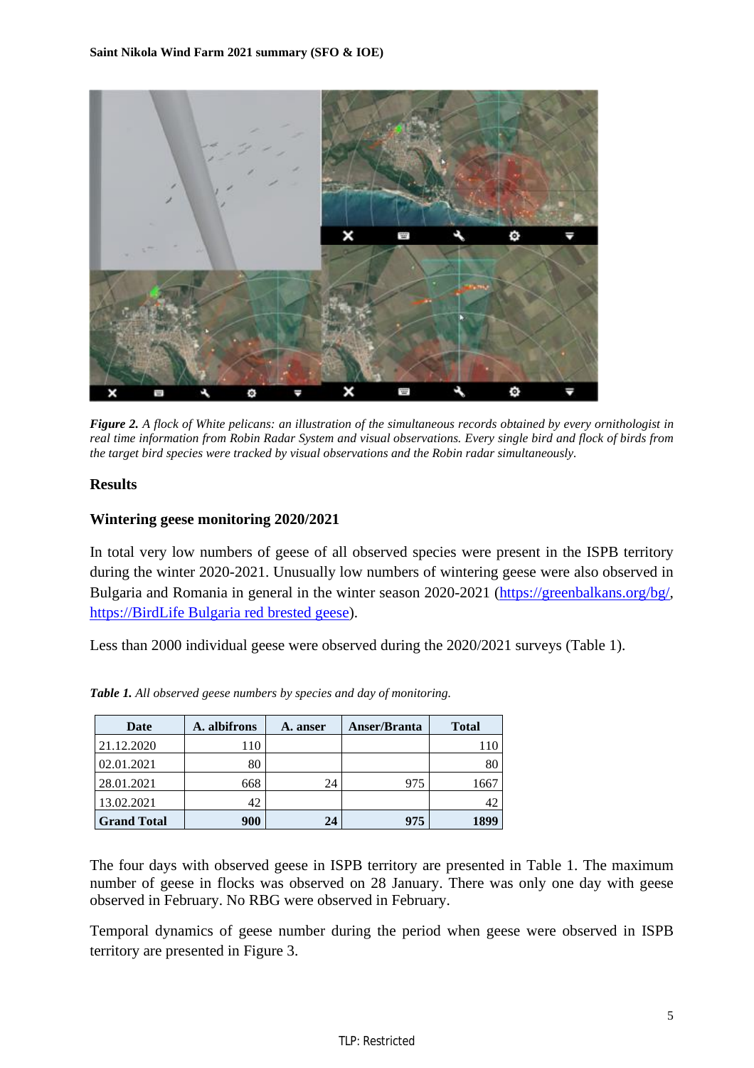*Figure 2. A flock of White pelicans: an illustration of the simultaneous records obtained by every ornithologist in real time information from Robin Radar System and visual observations. Every single bird and flock of birds from the target bird species were tracked by visual observations and the Robin radar simultaneously.*

## Results

### Wintering geese monitoring 2020/2021

In total very low numbers of geese of all observed species were present in the ISPB territory during the winter 2020-2021. Unusually low numbers of wintering geese were also observed in Bulgaria and Romania in general in the winter season 2020-2021 (https://greenbalkans.org/bg/, https://BirdLife Bulgaria red brested geese).

Less than 2000 individual geese were observed during the 2020/2021 surveys (Table 1).

***Table 1.*** *All observed geese numbers by species and day of monitoring.*

| Date | A. albifrons | A. anser | Anser/Branta | Total |
|---|---|---|---|---|
| 21.12.2020 | 110 | | | 110 |
| 02.01.2021 | 80 | | | 80 |
| 28.01.2021 | 668 | 24 | 975 | 1667 |
| 13.02.2021 | 42 | | | 42 |
| **Grand Total** | **900** | **24** | **975** | **1899** |

The four days with observed geese in ISPB territory are presented in Table 1. The maximum number of geese in flocks was observed on 28 January. There was only one day with geese observed in February. No RBG were observed in February.

Temporal dynamics of geese number during the period when geese were observed in ISPB territory are presented in Figure 3.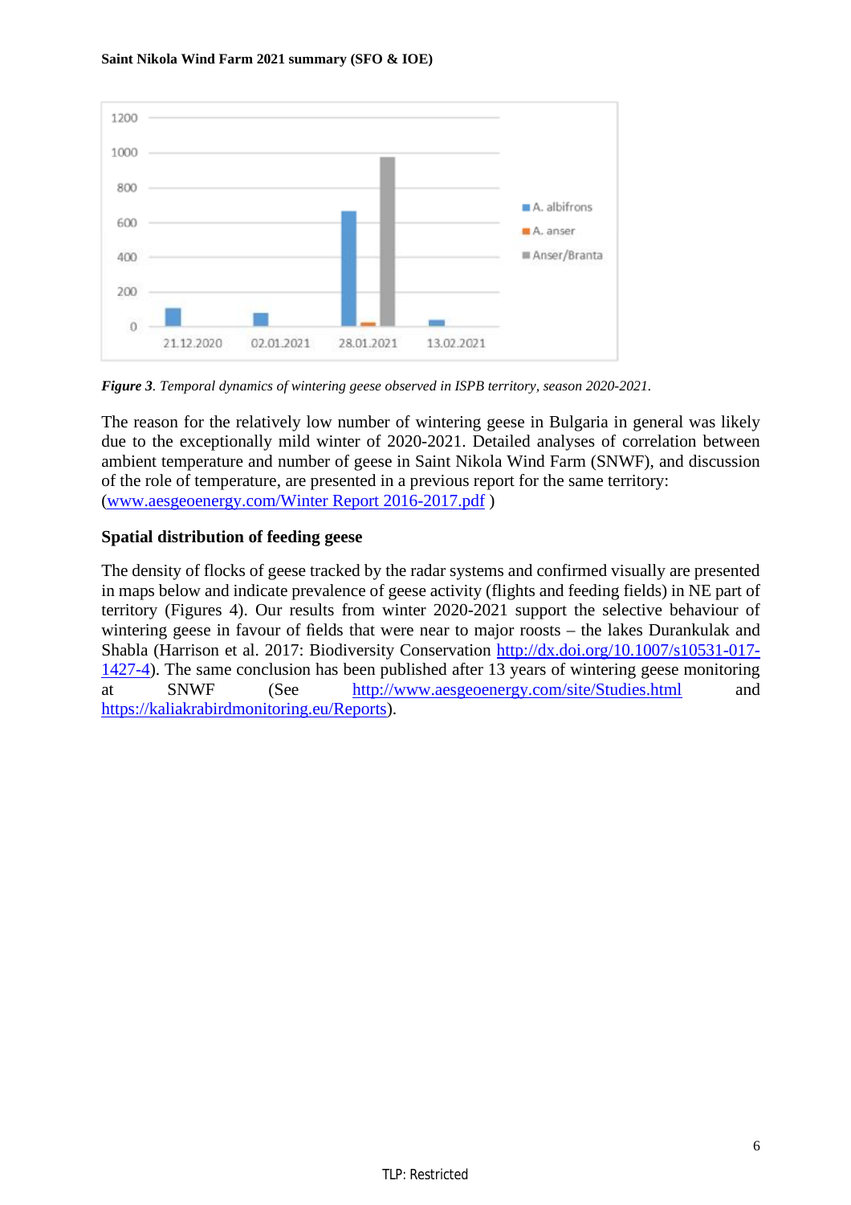Figure 3. Temporal dynamics of wintering geese observed in ISPB territory, season 2020-2021.

The reason for the relatively low number of wintering geese in Bulgaria in general was likely due to the exceptionally mild winter of 2020-2021. Detailed analyses of correlation between ambient temperature and number of geese in Saint Nikola Wind Farm (SNWF), and discussion of the role of temperature, are presented in a previous report for the same territory: (www.aesgeoenergy.com/Winter Report 2016-2017.pdf )

### Spatial distribution of feeding geese

The density of flocks of geese tracked by the radar systems and confirmed visually are presented in maps below and indicate prevalence of geese activity (flights and feeding fields) in NE part of territory (Figures 4). Our results from winter 2020-2021 support the selective behaviour of wintering geese in favour of fields that were near to major roosts – the lakes Durankulak and Shabla (Harrison et al. 2017: Biodiversity Conservation http://dx.doi.org/10.1007/s10531-017-1427-4). The same conclusion has been published after 13 years of wintering geese monitoring at SNWF (See http://www.aesgeoenergy.com/site/Studies.html and https://kaliakrabirdmonitoring.eu/Reports).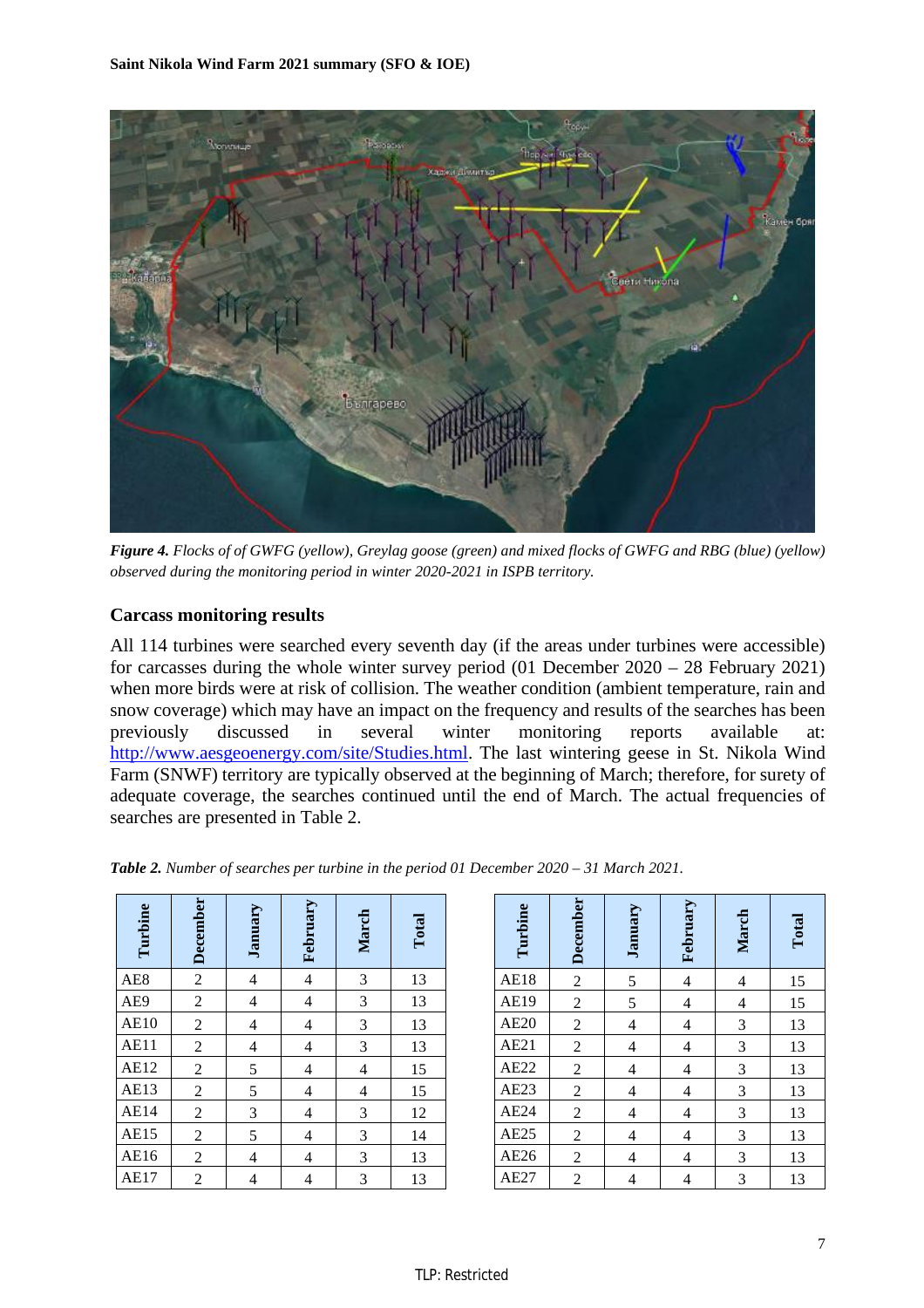*Figure 4. Flocks of of GWFG (yellow), Greylag goose (green) and mixed flocks of GWFG and RBG (blue) (yellow) observed during the monitoring period in winter 2020-2021 in ISPB territory.*

### Carcass monitoring results

All 114 turbines were searched every seventh day (if the areas under turbines were accessible) for carcasses during the whole winter survey period (01 December 2020 – 28 February 2021) when more birds were at risk of collision. The weather condition (ambient temperature, rain and snow coverage) which may have an impact on the frequency and results of the searches has been previously discussed in several winter monitoring reports available at: http://www.aesgeoenergy.com/site/Studies.html. The last wintering geese in St. Nikola Wind Farm (SNWF) territory are typically observed at the beginning of March; therefore, for surety of adequate coverage, the searches continued until the end of March. The actual frequencies of searches are presented in Table 2.

*Table 2. Number of searches per turbine in the period 01 December 2020 – 31 March 2021.*

| Turbine | December | January | February | March | Total |
|---|---|---|---|---|---|
| AE8 | 2 | 4 | 4 | 3 | 13 |
| AE9 | 2 | 4 | 4 | 3 | 13 |
| AE10 | 2 | 4 | 4 | 3 | 13 |
| AE11 | 2 | 4 | 4 | 3 | 13 |
| AE12 | 2 | 5 | 4 | 4 | 15 |
| AE13 | 2 | 5 | 4 | 4 | 15 |
| AE14 | 2 | 3 | 4 | 3 | 12 |
| AE15 | 2 | 5 | 4 | 3 | 14 |
| AE16 | 2 | 4 | 4 | 3 | 13 |
| AE17 | 2 | 4 | 4 | 3 | 13 |
| AE18 | 2 | 5 | 4 | 4 | 15 |
| AE19 | 2 | 5 | 4 | 4 | 15 |
| AE20 | 2 | 4 | 4 | 3 | 13 |
| AE21 | 2 | 4 | 4 | 3 | 13 |
| AE22 | 2 | 4 | 4 | 3 | 13 |
| AE23 | 2 | 4 | 4 | 3 | 13 |
| AE24 | 2 | 4 | 4 | 3 | 13 |
| AE25 | 2 | 4 | 4 | 3 | 13 |
| AE26 | 2 | 4 | 4 | 3 | 13 |
| AE27 | 2 | 4 | 4 | 3 | 13 |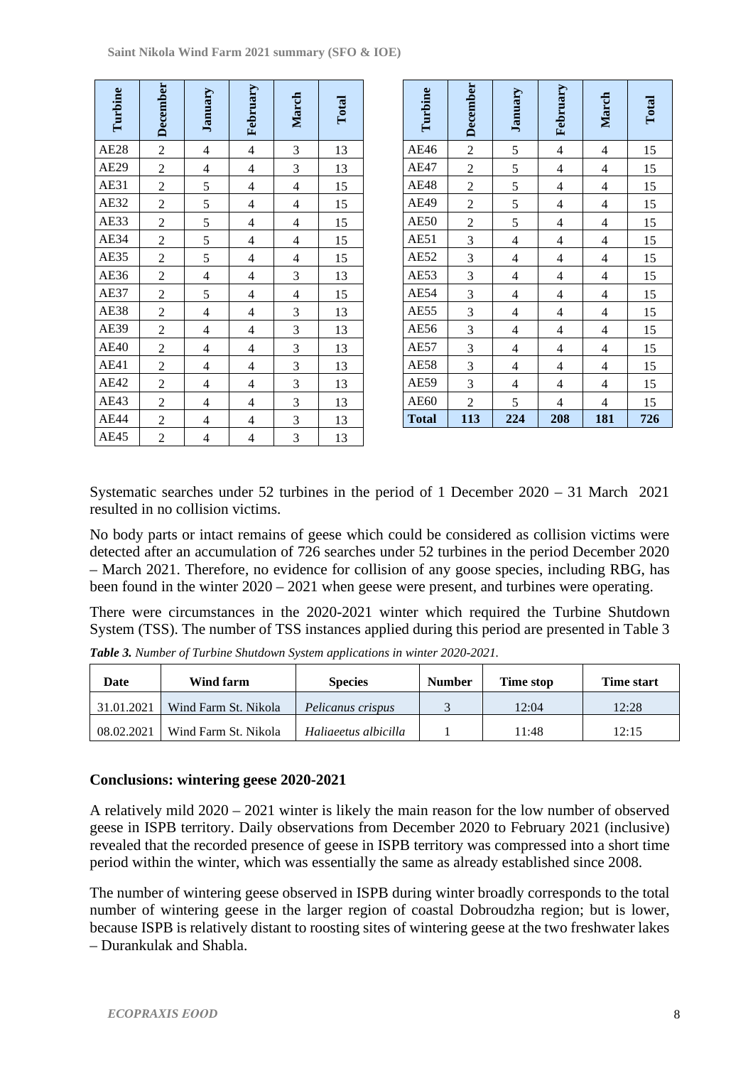| Turbine | December | January | February | March | Total |
|---|---|---|---|---|---|
| AE28 | 2 | 4 | 4 | 3 | 13 |
| AE29 | 2 | 4 | 4 | 3 | 13 |
| AE31 | 2 | 5 | 4 | 4 | 15 |
| AE32 | 2 | 5 | 4 | 4 | 15 |
| AE33 | 2 | 5 | 4 | 4 | 15 |
| AE34 | 2 | 5 | 4 | 4 | 15 |
| AE35 | 2 | 5 | 4 | 4 | 15 |
| AE36 | 2 | 4 | 4 | 3 | 13 |
| AE37 | 2 | 5 | 4 | 4 | 15 |
| AE38 | 2 | 4 | 4 | 3 | 13 |
| AE39 | 2 | 4 | 4 | 3 | 13 |
| AE40 | 2 | 4 | 4 | 3 | 13 |
| AE41 | 2 | 4 | 4 | 3 | 13 |
| AE42 | 2 | 4 | 4 | 3 | 13 |
| AE43 | 2 | 4 | 4 | 3 | 13 |
| AE44 | 2 | 4 | 4 | 3 | 13 |
| AE45 | 2 | 4 | 4 | 3 | 13 |
| AE46 | 2 | 5 | 4 | 4 | 15 |
| AE47 | 2 | 5 | 4 | 4 | 15 |
| AE48 | 2 | 5 | 4 | 4 | 15 |
| AE49 | 2 | 5 | 4 | 4 | 15 |
| AE50 | 2 | 5 | 4 | 4 | 15 |
| AE51 | 3 | 4 | 4 | 4 | 15 |
| AE52 | 3 | 4 | 4 | 4 | 15 |
| AE53 | 3 | 4 | 4 | 4 | 15 |
| AE54 | 3 | 4 | 4 | 4 | 15 |
| AE55 | 3 | 4 | 4 | 4 | 15 |
| AE56 | 3 | 4 | 4 | 4 | 15 |
| AE57 | 3 | 4 | 4 | 4 | 15 |
| AE58 | 3 | 4 | 4 | 4 | 15 |
| AE59 | 3 | 4 | 4 | 4 | 15 |
| AE60 | 2 | 5 | 4 | 4 | 15 |
| **Total** | **113** | **224** | **208** | **181** | **726** |

Systematic searches under 52 turbines in the period of 1 December 2020 – 31 March 2021 resulted in no collision victims.

No body parts or intact remains of geese which could be considered as collision victims were detected after an accumulation of 726 searches under 52 turbines in the period December 2020 – March 2021. Therefore, no evidence for collision of any goose species, including RBG, has been found in the winter 2020 – 2021 when geese were present, and turbines were operating.

There were circumstances in the 2020-2021 winter which required the Turbine Shutdown System (TSS). The number of TSS instances applied during this period are presented in Table 3

***Table 3.*** *Number of Turbine Shutdown System applications in winter 2020-2021.*

| Date | Wind farm | Species | Number | Time stop | Time start |
|---|---|---|---|---|---|
| 31.01.2021 | Wind Farm St. Nikola | *Pelicanus crispus* | 3 | 12:04 | 12:28 |
| 08.02.2021 | Wind Farm St. Nikola | *Haliaeetus albicilla* | 1 | 11:48 | 12:15 |

## Conclusions: wintering geese 2020-2021

A relatively mild 2020 – 2021 winter is likely the main reason for the low number of observed geese in ISPB territory. Daily observations from December 2020 to February 2021 (inclusive) revealed that the recorded presence of geese in ISPB territory was compressed into a short time period within the winter, which was essentially the same as already established since 2008.

The number of wintering geese observed in ISPB during winter broadly corresponds to the total number of wintering geese in the larger region of coastal Dobroudzha region; but is lower, because ISPB is relatively distant to roosting sites of wintering geese at the two freshwater lakes – Durankulak and Shabla.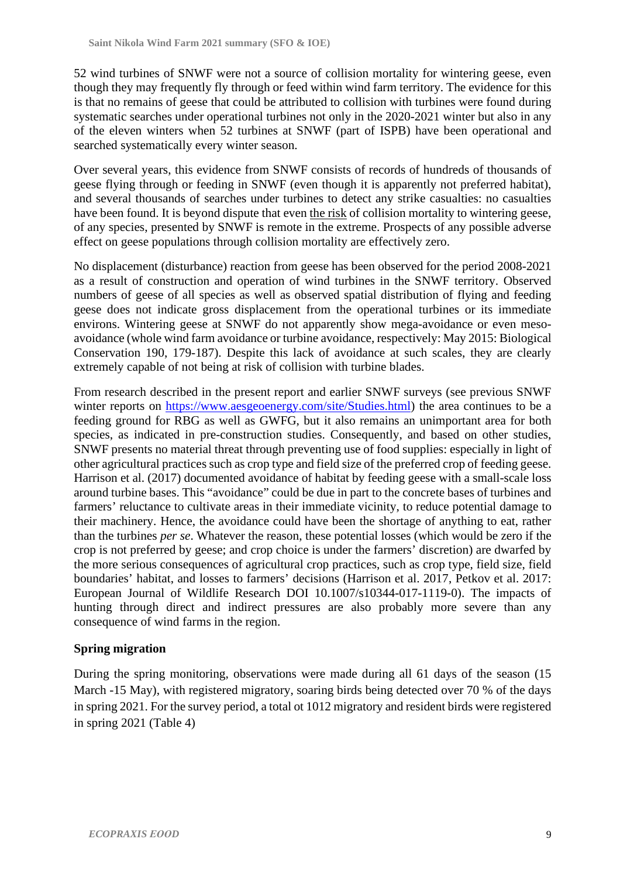52 wind turbines of SNWF were not a source of collision mortality for wintering geese, even though they may frequently fly through or feed within wind farm territory. The evidence for this is that no remains of geese that could be attributed to collision with turbines were found during systematic searches under operational turbines not only in the 2020-2021 winter but also in any of the eleven winters when 52 turbines at SNWF (part of ISPB) have been operational and searched systematically every winter season.

Over several years, this evidence from SNWF consists of records of hundreds of thousands of geese flying through or feeding in SNWF (even though it is apparently not preferred habitat), and several thousands of searches under turbines to detect any strike casualties: no casualties have been found. It is beyond dispute that even the risk of collision mortality to wintering geese, of any species, presented by SNWF is remote in the extreme. Prospects of any possible adverse effect on geese populations through collision mortality are effectively zero.

No displacement (disturbance) reaction from geese has been observed for the period 2008-2021 as a result of construction and operation of wind turbines in the SNWF territory. Observed numbers of geese of all species as well as observed spatial distribution of flying and feeding geese does not indicate gross displacement from the operational turbines or its immediate environs. Wintering geese at SNWF do not apparently show mega-avoidance or even meso-avoidance (whole wind farm avoidance or turbine avoidance, respectively: May 2015: Biological Conservation 190, 179-187). Despite this lack of avoidance at such scales, they are clearly extremely capable of not being at risk of collision with turbine blades.

From research described in the present report and earlier SNWF surveys (see previous SNWF winter reports on https://www.aesgeoenergy.com/site/Studies.html) the area continues to be a feeding ground for RBG as well as GWFG, but it also remains an unimportant area for both species, as indicated in pre-construction studies. Consequently, and based on other studies, SNWF presents no material threat through preventing use of food supplies: especially in light of other agricultural practices such as crop type and field size of the preferred crop of feeding geese. Harrison et al. (2017) documented avoidance of habitat by feeding geese with a small-scale loss around turbine bases. This "avoidance" could be due in part to the concrete bases of turbines and farmers' reluctance to cultivate areas in their immediate vicinity, to reduce potential damage to their machinery. Hence, the avoidance could have been the shortage of anything to eat, rather than the turbines *per se*. Whatever the reason, these potential losses (which would be zero if the crop is not preferred by geese; and crop choice is under the farmers' discretion) are dwarfed by the more serious consequences of agricultural crop practices, such as crop type, field size, field boundaries' habitat, and losses to farmers' decisions (Harrison et al. 2017, Petkov et al. 2017: European Journal of Wildlife Research DOI 10.1007/s10344-017-1119-0). The impacts of hunting through direct and indirect pressures are also probably more severe than any consequence of wind farms in the region.

**Spring migration**

During the spring monitoring, observations were made during all 61 days of the season (15 March -15 May), with registered migratory, soaring birds being detected over 70 % of the days in spring 2021. For the survey period, a total ot 1012 migratory and resident birds were registered in spring 2021 (Table 4)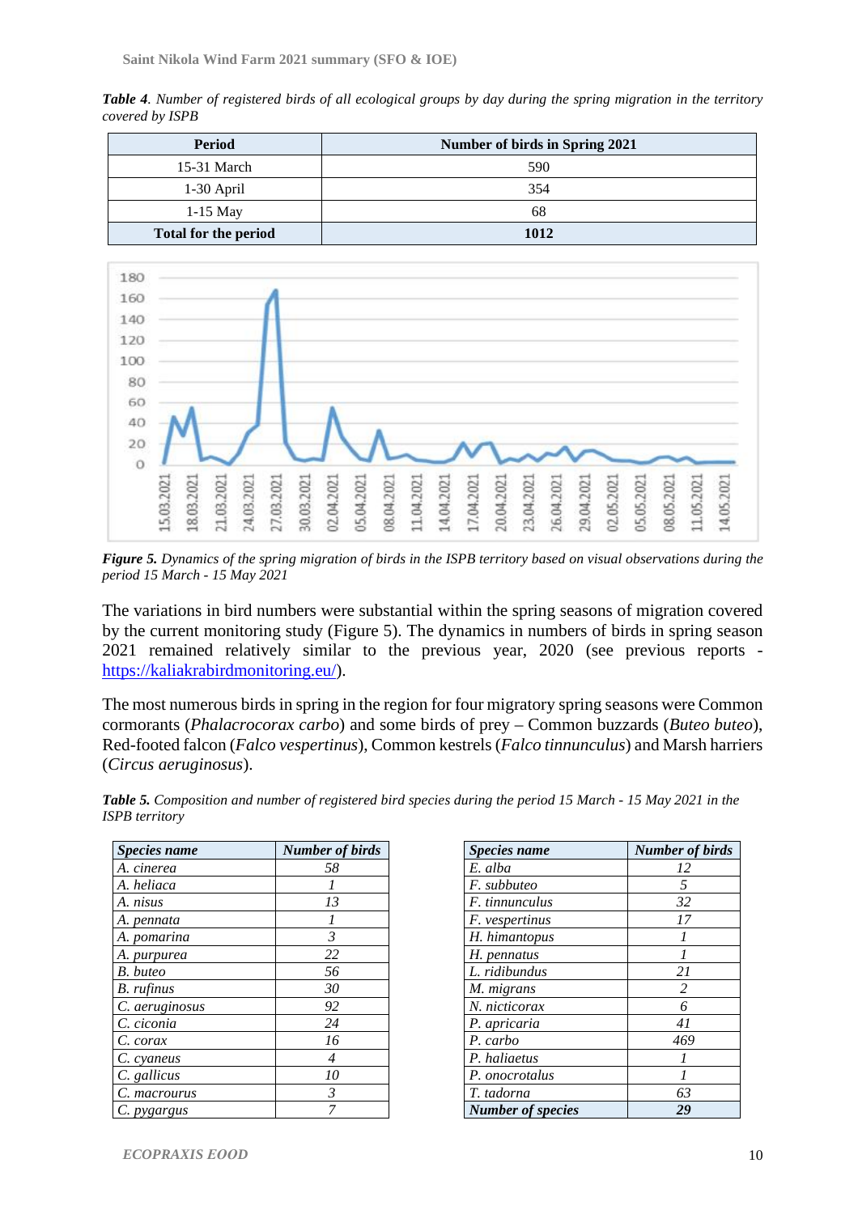***Table 4**. Number of registered birds of all ecological groups by day during the spring migration in the territory covered by ISPB*

| Period | Number of birds in Spring 2021 |
|---|---|
| 15-31 March | 590 |
| 1-30 April | 354 |
| 1-15 May | 68 |
| **Total for the period** | **1012** |

***Figure 5.** Dynamics of the spring migration of birds in the ISPB territory based on visual observations during the period 15 March - 15 May 2021*

The variations in bird numbers were substantial within the spring seasons of migration covered by the current monitoring study (Figure 5). The dynamics in numbers of birds in spring season 2021 remained relatively similar to the previous year, 2020 (see previous reports - [https://kaliakrabirdmonitoring.eu/](https://kaliakrabirdmonitoring.eu/)).

The most numerous birds in spring in the region for four migratory spring seasons were Common cormorants (*Phalacrocorax carbo*) and some birds of prey – Common buzzards (*Buteo buteo*), Red-footed falcon (*Falco vespertinus*), Common kestrels (*Falco tinnunculus*) and Marsh harriers (*Circus aeruginosus*).

***Table 5.** Composition and number of registered bird species during the period 15 March - 15 May 2021 in the ISPB territory*

| ***Species name*** | ***Number of birds*** |
|---|---|
| *A. cinerea* | *58* |
| *A. heliaca* | *1* |
| *A. nisus* | *13* |
| *A. pennata* | *1* |
| *A. pomarina* | *3* |
| *A. purpurea* | *22* |
| *B. buteo* | *56* |
| *B. rufinus* | *30* |
| *C. aeruginosus* | *92* |
| *C. ciconia* | *24* |
| *C. corax* | *16* |
| *C. cyaneus* | *4* |
| *C. gallicus* | *10* |
| *C. macrourus* | *3* |
| *C. pygargus* | *7* |

| ***Species name*** | ***Number of birds*** |
|---|---|
| *E. alba* | *12* |
| *F. subbuteo* | *5* |
| *F. tinnunculus* | *32* |
| *F. vespertinus* | *17* |
| *H. himantopus* | *1* |
| *H. pennatus* | *1* |
| *L. ridibundus* | *21* |
| *M. migrans* | *2* |
| *N. nicticorax* | *6* |
| *P. apricaria* | *41* |
| *P. carbo* | *469* |
| *P. haliaetus* | *1* |
| *P. onocrotalus* | *1* |
| *T. tadorna* | *63* |
| ***Number of species*** | ***29*** |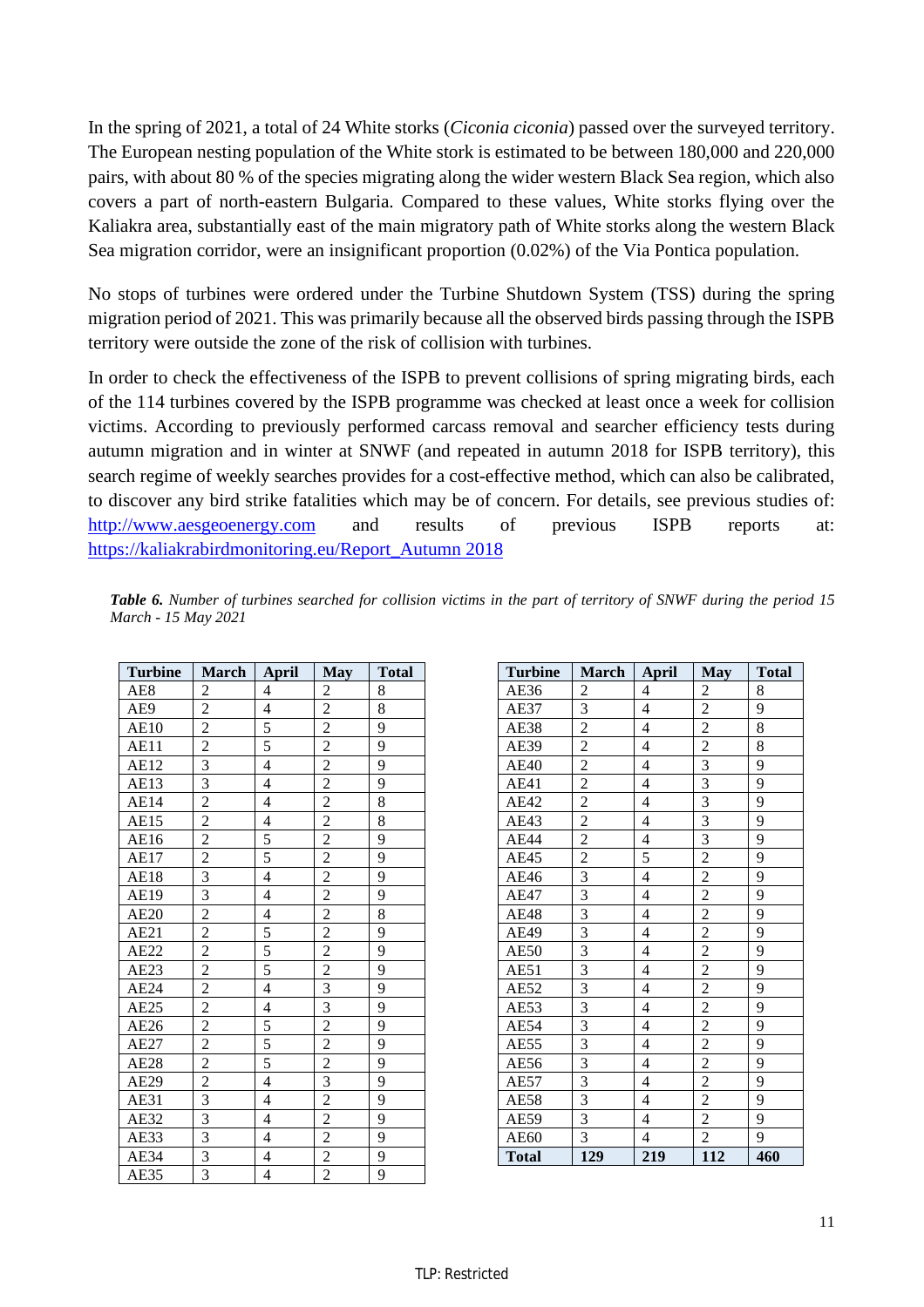In the spring of 2021, a total of 24 White storks (*Ciconia ciconia*) passed over the surveyed territory. The European nesting population of the White stork is estimated to be between 180,000 and 220,000 pairs, with about 80 % of the species migrating along the wider western Black Sea region, which also covers a part of north-eastern Bulgaria. Compared to these values, White storks flying over the Kaliakra area, substantially east of the main migratory path of White storks along the western Black Sea migration corridor, were an insignificant proportion (0.02%) of the Via Pontica population.

No stops of turbines were ordered under the Turbine Shutdown System (TSS) during the spring migration period of 2021. This was primarily because all the observed birds passing through the ISPB territory were outside the zone of the risk of collision with turbines.

In order to check the effectiveness of the ISPB to prevent collisions of spring migrating birds, each of the 114 turbines covered by the ISPB programme was checked at least once a week for collision victims. According to previously performed carcass removal and searcher efficiency tests during autumn migration and in winter at SNWF (and repeated in autumn 2018 for ISPB territory), this search regime of weekly searches provides for a cost-effective method, which can also be calibrated, to discover any bird strike fatalities which may be of concern. For details, see previous studies of: [http://www.aesgeoenergy.com](http://www.aesgeoenergy.com) and results of previous ISPB reports at: [https://kaliakrabirdmonitoring.eu/Report_Autumn 2018](https://kaliakrabirdmonitoring.eu/Report_Autumn 2018)

***Table 6.*** *Number of turbines searched for collision victims in the part of territory of SNWF during the period 15 March - 15 May 2021*

| Turbine | March | April | May | Total |
|---|---|---|---|---|
| AE8 | 2 | 4 | 2 | 8 |
| AE9 | 2 | 4 | 2 | 8 |
| AE10 | 2 | 5 | 2 | 9 |
| AE11 | 2 | 5 | 2 | 9 |
| AE12 | 3 | 4 | 2 | 9 |
| AE13 | 3 | 4 | 2 | 9 |
| AE14 | 2 | 4 | 2 | 8 |
| AE15 | 2 | 4 | 2 | 8 |
| AE16 | 2 | 5 | 2 | 9 |
| AE17 | 2 | 5 | 2 | 9 |
| AE18 | 3 | 4 | 2 | 9 |
| AE19 | 3 | 4 | 2 | 9 |
| AE20 | 2 | 4 | 2 | 8 |
| AE21 | 2 | 5 | 2 | 9 |
| AE22 | 2 | 5 | 2 | 9 |
| AE23 | 2 | 5 | 2 | 9 |
| AE24 | 2 | 4 | 3 | 9 |
| AE25 | 2 | 4 | 3 | 9 |
| AE26 | 2 | 5 | 2 | 9 |
| AE27 | 2 | 5 | 2 | 9 |
| AE28 | 2 | 5 | 2 | 9 |
| AE29 | 2 | 4 | 3 | 9 |
| AE31 | 3 | 4 | 2 | 9 |
| AE32 | 3 | 4 | 2 | 9 |
| AE33 | 3 | 4 | 2 | 9 |
| AE34 | 3 | 4 | 2 | 9 |
| AE35 | 3 | 4 | 2 | 9 |
| AE36 | 2 | 4 | 2 | 8 |
| AE37 | 3 | 4 | 2 | 9 |
| AE38 | 2 | 4 | 2 | 8 |
| AE39 | 2 | 4 | 2 | 8 |
| AE40 | 2 | 4 | 3 | 9 |
| AE41 | 2 | 4 | 3 | 9 |
| AE42 | 2 | 4 | 3 | 9 |
| AE43 | 2 | 4 | 3 | 9 |
| AE44 | 2 | 4 | 3 | 9 |
| AE45 | 2 | 5 | 2 | 9 |
| AE46 | 3 | 4 | 2 | 9 |
| AE47 | 3 | 4 | 2 | 9 |
| AE48 | 3 | 4 | 2 | 9 |
| AE49 | 3 | 4 | 2 | 9 |
| AE50 | 3 | 4 | 2 | 9 |
| AE51 | 3 | 4 | 2 | 9 |
| AE52 | 3 | 4 | 2 | 9 |
| AE53 | 3 | 4 | 2 | 9 |
| AE54 | 3 | 4 | 2 | 9 |
| AE55 | 3 | 4 | 2 | 9 |
| AE56 | 3 | 4 | 2 | 9 |
| AE57 | 3 | 4 | 2 | 9 |
| AE58 | 3 | 4 | 2 | 9 |
| AE59 | 3 | 4 | 2 | 9 |
| AE60 | 3 | 4 | 2 | 9 |
| **Total** | **129** | **219** | **112** | **460** |

TLP: Restricted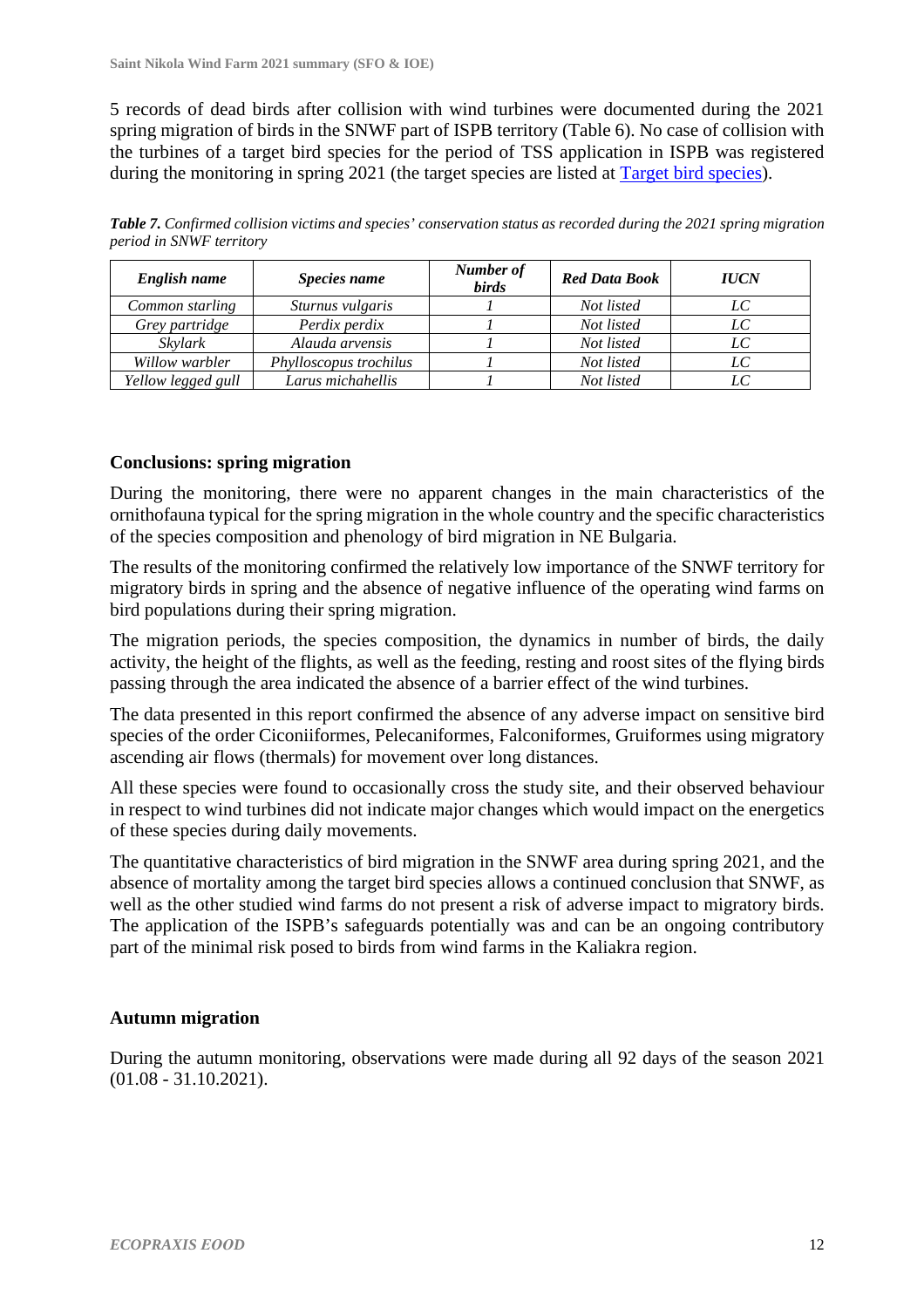5 records of dead birds after collision with wind turbines were documented during the 2021 spring migration of birds in the SNWF part of ISPB territory (Table 6). No case of collision with the turbines of a target bird species for the period of TSS application in ISPB was registered during the monitoring in spring 2021 (the target species are listed at Target bird species).

***Table 7.*** *Confirmed collision victims and species' conservation status as recorded during the 2021 spring migration period in SNWF territory*

| ***English name*** | ***Species name*** | ***Number of birds*** | ***Red Data Book*** | ***IUCN*** |
|---|---|---|---|---|
| *Common starling* | *Sturnus vulgaris* | *1* | *Not listed* | *LC* |
| *Grey partridge* | *Perdix perdix* | *1* | *Not listed* | *LC* |
| *Skylark* | *Alauda arvensis* | *1* | *Not listed* | *LC* |
| *Willow warbler* | *Phylloscopus trochilus* | *1* | *Not listed* | *LC* |
| *Yellow legged gull* | *Larus michahellis* | *1* | *Not listed* | *LC* |

### Conclusions: spring migration

During the monitoring, there were no apparent changes in the main characteristics of the ornithofauna typical for the spring migration in the whole country and the specific characteristics of the species composition and phenology of bird migration in NE Bulgaria.

The results of the monitoring confirmed the relatively low importance of the SNWF territory for migratory birds in spring and the absence of negative influence of the operating wind farms on bird populations during their spring migration.

The migration periods, the species composition, the dynamics in number of birds, the daily activity, the height of the flights, as well as the feeding, resting and roost sites of the flying birds passing through the area indicated the absence of a barrier effect of the wind turbines.

The data presented in this report confirmed the absence of any adverse impact on sensitive bird species of the order Ciconiiformes, Pelecaniformes, Falconiformes, Gruiformes using migratory ascending air flows (thermals) for movement over long distances.

All these species were found to occasionally cross the study site, and their observed behaviour in respect to wind turbines did not indicate major changes which would impact on the energetics of these species during daily movements.

The quantitative characteristics of bird migration in the SNWF area during spring 2021, and the absence of mortality among the target bird species allows a continued conclusion that SNWF, as well as the other studied wind farms do not present a risk of adverse impact to migratory birds. The application of the ISPB's safeguards potentially was and can be an ongoing contributory part of the minimal risk posed to birds from wind farms in the Kaliakra region.

### Autumn migration

During the autumn monitoring, observations were made during all 92 days of the season 2021 (01.08 - 31.10.2021).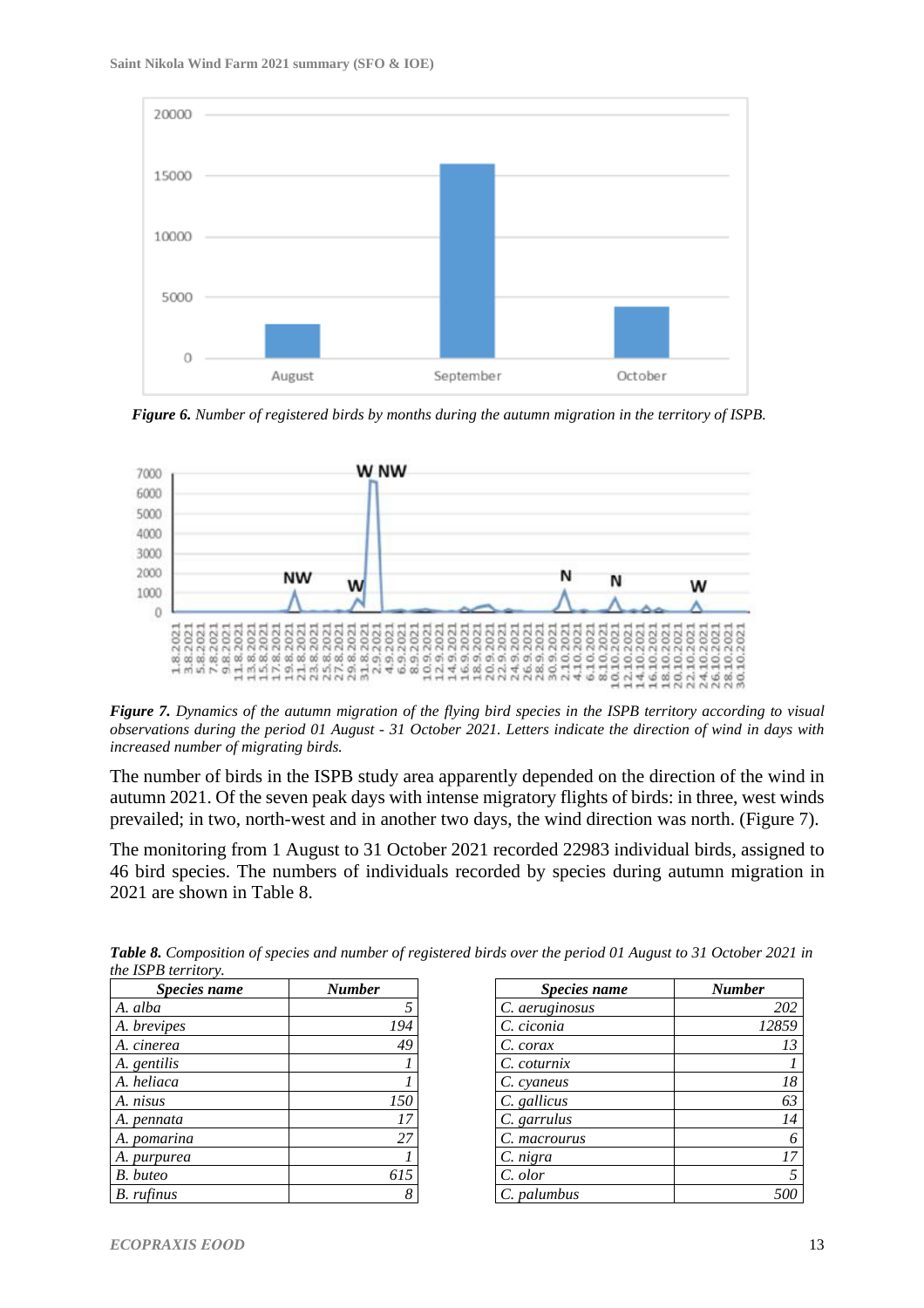*Figure 6. Number of registered birds by months during the autumn migration in the territory of ISPB.*

*Figure 7. Dynamics of the autumn migration of the flying bird species in the ISPB territory according to visual observations during the period 01 August - 31 October 2021. Letters indicate the direction of wind in days with increased number of migrating birds.*

The number of birds in the ISPB study area apparently depended on the direction of the wind in autumn 2021. Of the seven peak days with intense migratory flights of birds: in three, west winds prevailed; in two, north-west and in another two days, the wind direction was north. (Figure 7).

The monitoring from 1 August to 31 October 2021 recorded 22983 individual birds, assigned to 46 bird species. The numbers of individuals recorded by species during autumn migration in 2021 are shown in Table 8.

***Table 8.*** *Composition of species and number of registered birds over the period 01 August to 31 October 2021 in the ISPB territory.*

| Species name | Number |
|---|---|
| *A. alba* | *5* |
| *A. brevipes* | *194* |
| *A. cinerea* | *49* |
| *A. gentilis* | *1* |
| *A. heliaca* | *1* |
| *A. nisus* | *150* |
| *A. pennata* | *17* |
| *A. pomarina* | *27* |
| *A. purpurea* | *1* |
| *B. buteo* | *615* |
| *B. rufinus* | *8* |
| *C. aeruginosus* | *202* |
| *C. ciconia* | *12859* |
| *C. corax* | *13* |
| *C. coturnix* | *1* |
| *C. cyaneus* | *18* |
| *C. gallicus* | *63* |
| *C. garrulus* | *14* |
| *C. macrourus* | *6* |
| *C. nigra* | *17* |
| *C. olor* | *5* |
| *C. palumbus* | *500* |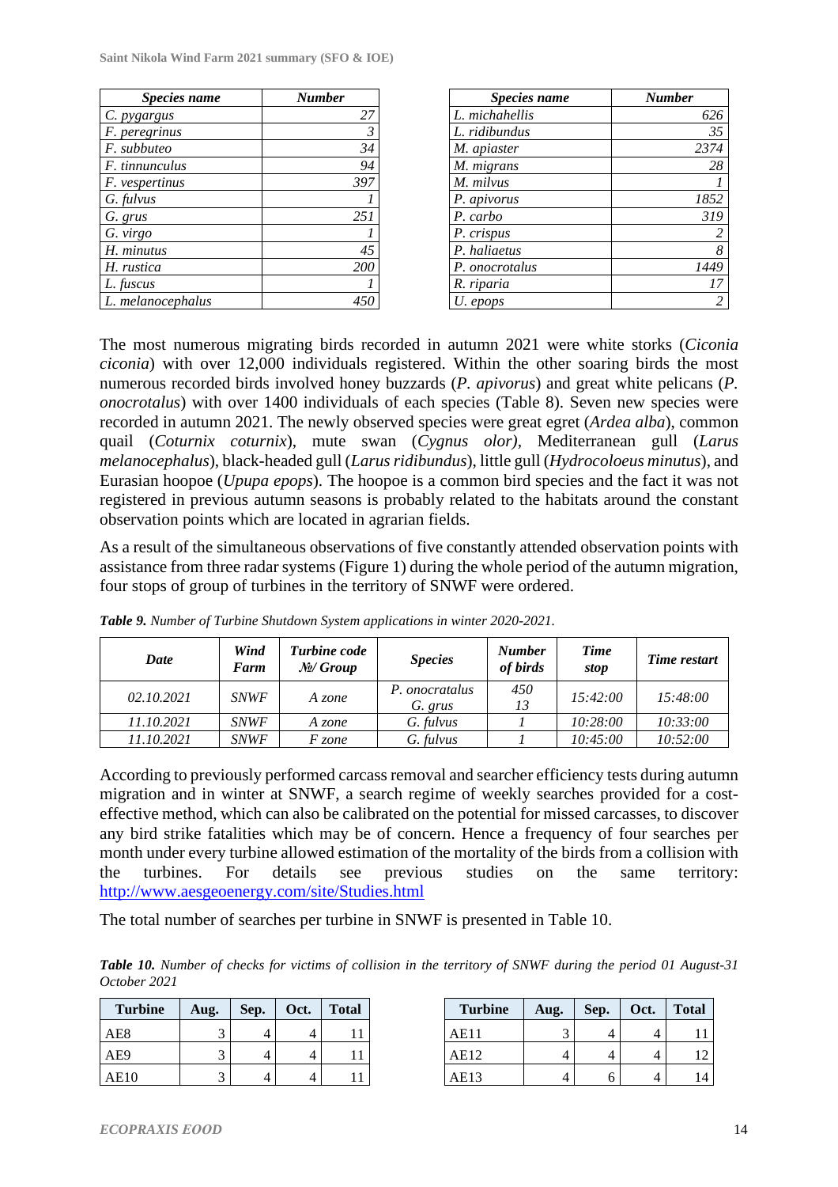| *Species name* | *Number* |
|---|---|
| *C. pygargus* | *27* |
| *F. peregrinus* | *3* |
| *F. subbuteo* | *34* |
| *F. tinnunculus* | *94* |
| *F. vespertinus* | *397* |
| *G. fulvus* | *1* |
| *G. grus* | *251* |
| *G. virgo* | *1* |
| *H. minutus* | *45* |
| *H. rustica* | *200* |
| *L. fuscus* | *1* |
| *L. melanocephalus* | *450* |

| *Species name* | *Number* |
|---|---|
| *L. michahellis* | *626* |
| *L. ridibundus* | *35* |
| *M. apiaster* | *2374* |
| *M. migrans* | *28* |
| *M. milvus* | *1* |
| *P. apivorus* | *1852* |
| *P. carbo* | *319* |
| *P. crispus* | *2* |
| *P. haliaetus* | *8* |
| *P. onocrotalus* | *1449* |
| *R. riparia* | *17* |
| *U. epops* | *2* |

The most numerous migrating birds recorded in autumn 2021 were white storks (*Ciconia ciconia*) with over 12,000 individuals registered. Within the other soaring birds the most numerous recorded birds involved honey buzzards (*P. apivorus*) and great white pelicans (*P. onocrotalus*) with over 1400 individuals of each species (Table 8). Seven new species were recorded in autumn 2021. The newly observed species were great egret (*Ardea alba*), common quail (*Coturnix coturnix*), mute swan (*Cygnus olor)*, Mediterranean gull (*Larus melanocephalus*), black-headed gull (*Larus ridibundus*), little gull (*Hydrocoloeus minutus*), and Eurasian hoopoe (*Upupa epops*). The hoopoe is a common bird species and the fact it was not registered in previous autumn seasons is probably related to the habitats around the constant observation points which are located in agrarian fields.

As a result of the simultaneous observations of five constantly attended observation points with assistance from three radar systems (Figure 1) during the whole period of the autumn migration, four stops of group of turbines in the territory of SNWF were ordered.

***Table 9.*** *Number of Turbine Shutdown System applications in winter 2020-2021.*

| *Date* | *Wind Farm* | *Turbine code №/ Group* | *Species* | *Number of birds* | *Time stop* | *Time restart* |
|---|---|---|---|---|---|---|
| *02.10.2021* | *SNWF* | *A zone* | *P. onocratalus*<br>*G. grus* | *450*<br>*13* | *15:42:00* | *15:48:00* |
| *11.10.2021* | *SNWF* | *A zone* | *G. fulvus* | *1* | *10:28:00* | *10:33:00* |
| *11.10.2021* | *SNWF* | *F zone* | *G. fulvus* | *1* | *10:45:00* | *10:52:00* |

According to previously performed carcass removal and searcher efficiency tests during autumn migration and in winter at SNWF, a search regime of weekly searches provided for a cost-effective method, which can also be calibrated on the potential for missed carcasses, to discover any bird strike fatalities which may be of concern. Hence a frequency of four searches per month under every turbine allowed estimation of the mortality of the birds from a collision with the turbines. For details see previous studies on the same territory: http://www.aesgeoenergy.com/site/Studies.html

The total number of searches per turbine in SNWF is presented in Table 10.

***Table 10.*** *Number of checks for victims of collision in the territory of SNWF during the period 01 August-31 October 2021*

| **Turbine** | **Aug.** | **Sep.** | **Oct.** | **Total** |
|---|---|---|---|---|
| AE8 | 3 | 4 | 4 | 11 |
| AE9 | 3 | 4 | 4 | 11 |
| AE10 | 3 | 4 | 4 | 11 |

| **Turbine** | **Aug.** | **Sep.** | **Oct.** | **Total** |
|---|---|---|---|---|
| AE11 | 3 | 4 | 4 | 11 |
| AE12 | 4 | 4 | 4 | 12 |
| AE13 | 4 | 6 | 4 | 14 |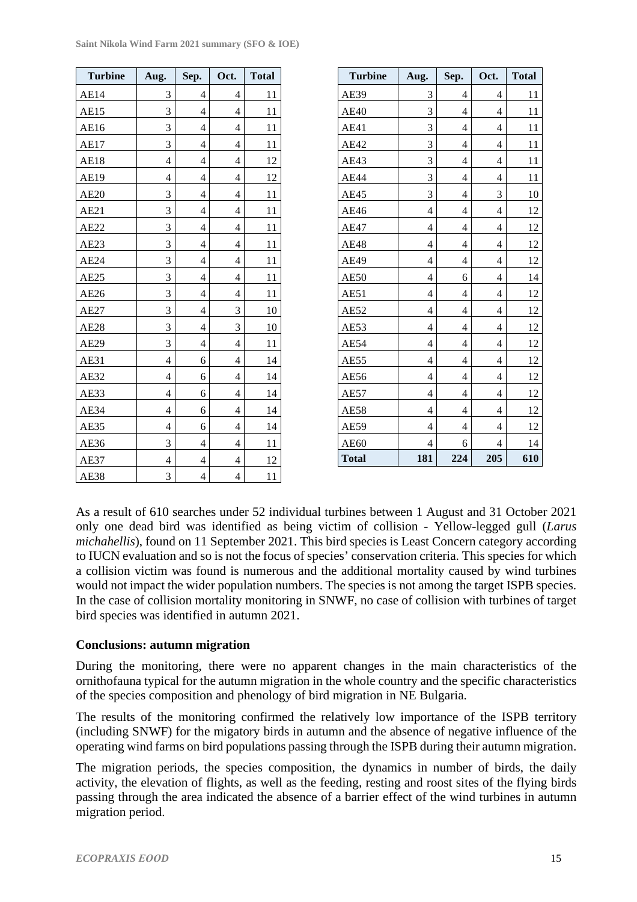| Turbine | Aug. | Sep. | Oct. | Total |
|---|---|---|---|---|
| AE14 | 3 | 4 | 4 | 11 |
| AE15 | 3 | 4 | 4 | 11 |
| AE16 | 3 | 4 | 4 | 11 |
| AE17 | 3 | 4 | 4 | 11 |
| AE18 | 4 | 4 | 4 | 12 |
| AE19 | 4 | 4 | 4 | 12 |
| AE20 | 3 | 4 | 4 | 11 |
| AE21 | 3 | 4 | 4 | 11 |
| AE22 | 3 | 4 | 4 | 11 |
| AE23 | 3 | 4 | 4 | 11 |
| AE24 | 3 | 4 | 4 | 11 |
| AE25 | 3 | 4 | 4 | 11 |
| AE26 | 3 | 4 | 4 | 11 |
| AE27 | 3 | 4 | 3 | 10 |
| AE28 | 3 | 4 | 3 | 10 |
| AE29 | 3 | 4 | 4 | 11 |
| AE31 | 4 | 6 | 4 | 14 |
| AE32 | 4 | 6 | 4 | 14 |
| AE33 | 4 | 6 | 4 | 14 |
| AE34 | 4 | 6 | 4 | 14 |
| AE35 | 4 | 6 | 4 | 14 |
| AE36 | 3 | 4 | 4 | 11 |
| AE37 | 4 | 4 | 4 | 12 |
| AE38 | 3 | 4 | 4 | 11 |
| AE39 | 3 | 4 | 4 | 11 |
| AE40 | 3 | 4 | 4 | 11 |
| AE41 | 3 | 4 | 4 | 11 |
| AE42 | 3 | 4 | 4 | 11 |
| AE43 | 3 | 4 | 4 | 11 |
| AE44 | 3 | 4 | 4 | 11 |
| AE45 | 3 | 4 | 3 | 10 |
| AE46 | 4 | 4 | 4 | 12 |
| AE47 | 4 | 4 | 4 | 12 |
| AE48 | 4 | 4 | 4 | 12 |
| AE49 | 4 | 4 | 4 | 12 |
| AE50 | 4 | 6 | 4 | 14 |
| AE51 | 4 | 4 | 4 | 12 |
| AE52 | 4 | 4 | 4 | 12 |
| AE53 | 4 | 4 | 4 | 12 |
| AE54 | 4 | 4 | 4 | 12 |
| AE55 | 4 | 4 | 4 | 12 |
| AE56 | 4 | 4 | 4 | 12 |
| AE57 | 4 | 4 | 4 | 12 |
| AE58 | 4 | 4 | 4 | 12 |
| AE59 | 4 | 4 | 4 | 12 |
| AE60 | 4 | 6 | 4 | 14 |
| **Total** | **181** | **224** | **205** | **610** |

As a result of 610 searches under 52 individual turbines between 1 August and 31 October 2021 only one dead bird was identified as being victim of collision - Yellow-legged gull (*Larus michahellis*), found on 11 September 2021. This bird species is Least Concern category according to IUCN evaluation and so is not the focus of species' conservation criteria. This species for which a collision victim was found is numerous and the additional mortality caused by wind turbines would not impact the wider population numbers. The species is not among the target ISPB species. In the case of collision mortality monitoring in SNWF, no case of collision with turbines of target bird species was identified in autumn 2021.

**Conclusions: autumn migration**

During the monitoring, there were no apparent changes in the main characteristics of the ornithofauna typical for the autumn migration in the whole country and the specific characteristics of the species composition and phenology of bird migration in NE Bulgaria.

The results of the monitoring confirmed the relatively low importance of the ISPB territory (including SNWF) for the migatory birds in autumn and the absence of negative influence of the operating wind farms on bird populations passing through the ISPB during their autumn migration.

The migration periods, the species composition, the dynamics in number of birds, the daily activity, the elevation of flights, as well as the feeding, resting and roost sites of the flying birds passing through the area indicated the absence of a barrier effect of the wind turbines in autumn migration period.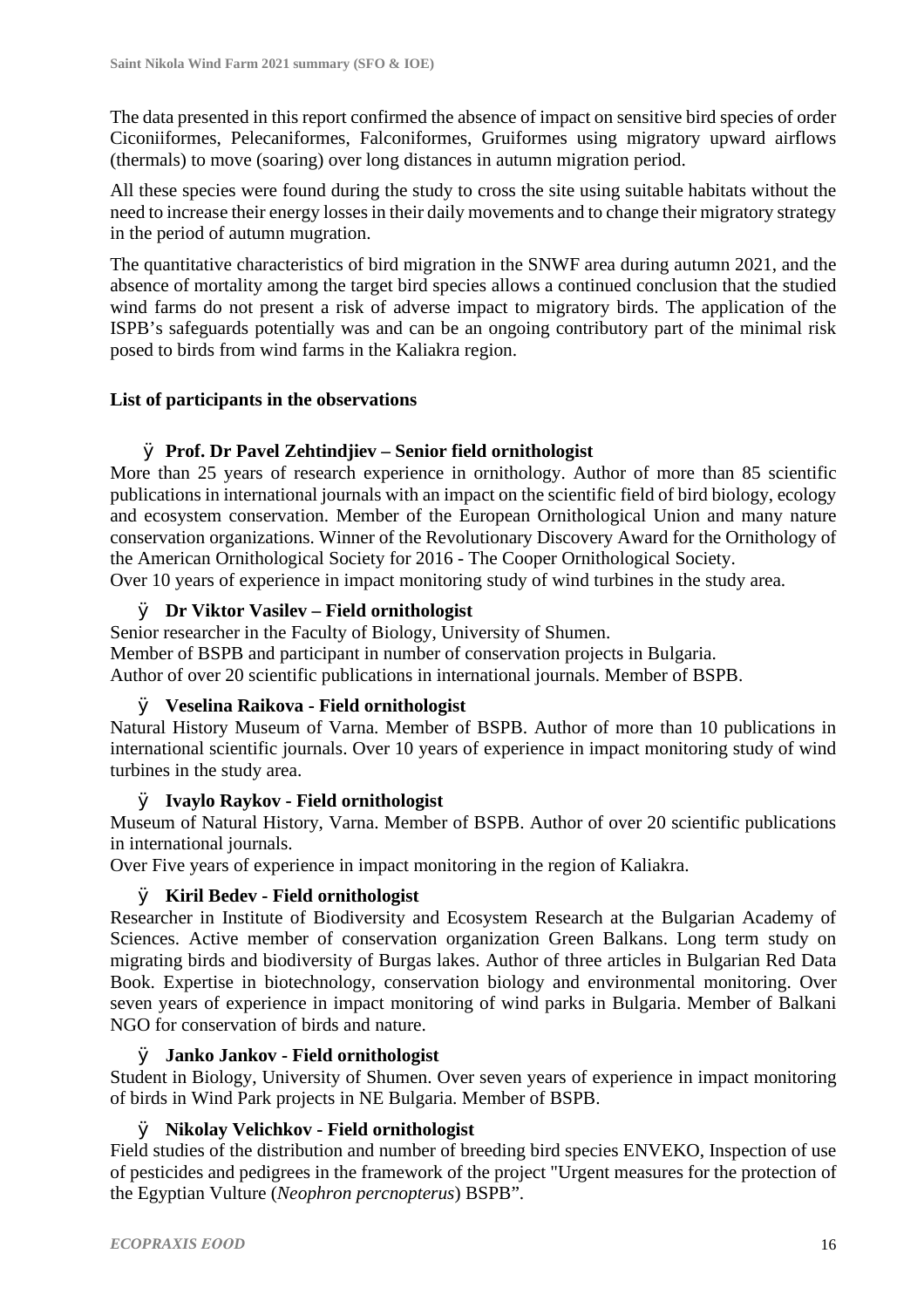The data presented in this report confirmed the absence of impact on sensitive bird species of order Ciconiiformes, Pelecaniformes, Falconiformes, Gruiformes using migratory upward airflows (thermals) to move (soaring) over long distances in autumn migration period.

All these species were found during the study to cross the site using suitable habitats without the need to increase their energy losses in their daily movements and to change their migratory strategy in the period of autumn mugration.

The quantitative characteristics of bird migration in the SNWF area during autumn 2021, and the absence of mortality among the target bird species allows a continued conclusion that the studied wind farms do not present a risk of adverse impact to migratory birds. The application of the ISPB's safeguards potentially was and can be an ongoing contributory part of the minimal risk posed to birds from wind farms in the Kaliakra region.

**List of participants in the observations**

- **Prof. Dr Pavel Zehtindjiev – Senior field ornithologist**

More than 25 years of research experience in ornithology. Author of more than 85 scientific publications in international journals with an impact on the scientific field of bird biology, ecology and ecosystem conservation. Member of the European Ornithological Union and many nature conservation organizations. Winner of the Revolutionary Discovery Award for the Ornithology of the American Ornithological Society for 2016 - The Cooper Ornithological Society.
Over 10 years of experience in impact monitoring study of wind turbines in the study area.

- **Dr Viktor Vasilev – Field ornithologist**

Senior researcher in the Faculty of Biology, University of Shumen.
Member of BSPB and participant in number of conservation projects in Bulgaria.
Author of over 20 scientific publications in international journals. Member of BSPB.

- **Veselina Raikova - Field ornithologist**

Natural History Museum of Varna. Member of BSPB. Author of more than 10 publications in international scientific journals. Over 10 years of experience in impact monitoring study of wind turbines in the study area.

- **Ivaylo Raykov - Field ornithologist**

Museum of Natural History, Varna. Member of BSPB. Author of over 20 scientific publications in international journals.
Over Five years of experience in impact monitoring in the region of Kaliakra.

- **Kiril Bedev - Field ornithologist**

Researcher in Institute of Biodiversity and Ecosystem Research at the Bulgarian Academy of Sciences. Active member of conservation organization Green Balkans. Long term study on migrating birds and biodiversity of Burgas lakes. Author of three articles in Bulgarian Red Data Book. Expertise in biotechnology, conservation biology and environmental monitoring. Over seven years of experience in impact monitoring of wind parks in Bulgaria. Member of Balkani NGO for conservation of birds and nature.

- **Janko Jankov - Field ornithologist**

Student in Biology, University of Shumen. Over seven years of experience in impact monitoring of birds in Wind Park projects in NE Bulgaria. Member of BSPB.

- **Nikolay Velichkov - Field ornithologist**

Field studies of the distribution and number of breeding bird species ENVEKO, Inspection of use of pesticides and pedigrees in the framework of the project "Urgent measures for the protection of the Egyptian Vulture (*Neophron percnopterus*) BSPB".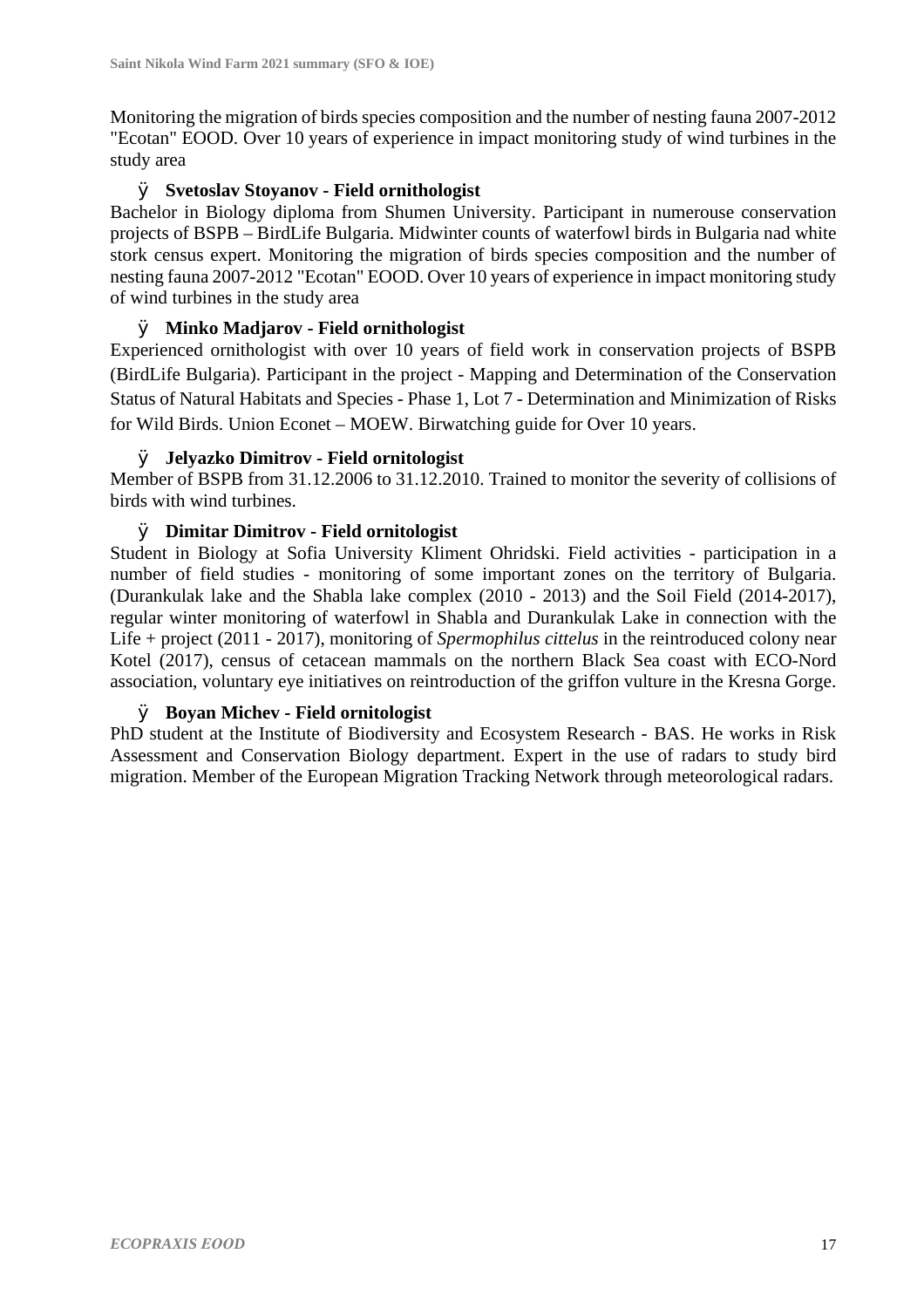Monitoring the migration of birds species composition and the number of nesting fauna 2007-2012 "Ecotan" EOOD. Over 10 years of experience in impact monitoring study of wind turbines in the study area

- **Svetoslav Stoyanov - Field ornithologist**

Bachelor in Biology diploma from Shumen University. Participant in numerouse conservation projects of BSPB – BirdLife Bulgaria. Midwinter counts of waterfowl birds in Bulgaria nad white stork census expert. Monitoring the migration of birds species composition and the number of nesting fauna 2007-2012 "Ecotan" EOOD. Over 10 years of experience in impact monitoring study of wind turbines in the study area

- **Minko Madjarov - Field ornithologist**

Experienced ornithologist with over 10 years of field work in conservation projects of BSPB (BirdLife Bulgaria). Participant in the project - Mapping and Determination of the Conservation Status of Natural Habitats and Species - Phase 1, Lot 7 - Determination and Minimization of Risks for Wild Birds. Union Econet – MOEW. Birwatching guide for Over 10 years.

- **Jelyazko Dimitrov - Field ornitologist**

Member of BSPB from 31.12.2006 to 31.12.2010. Trained to monitor the severity of collisions of birds with wind turbines.

- **Dimitar Dimitrov - Field ornitologist**

Student in Biology at Sofia University Kliment Ohridski. Field activities - participation in a number of field studies - monitoring of some important zones on the territory of Bulgaria. (Durankulak lake and the Shabla lake complex (2010 - 2013) and the Soil Field (2014-2017), regular winter monitoring of waterfowl in Shabla and Durankulak Lake in connection with the Life + project (2011 - 2017), monitoring of *Spermophilus cittelus* in the reintroduced colony near Kotel (2017), census of cetacean mammals on the northern Black Sea coast with ECO-Nord association, voluntary eye initiatives on reintroduction of the griffon vulture in the Kresna Gorge.

- **Boyan Michev - Field ornitologist**

PhD student at the Institute of Biodiversity and Ecosystem Research - BAS. He works in Risk Assessment and Conservation Biology department. Expert in the use of radars to study bird migration. Member of the European Migration Tracking Network through meteorological radars.